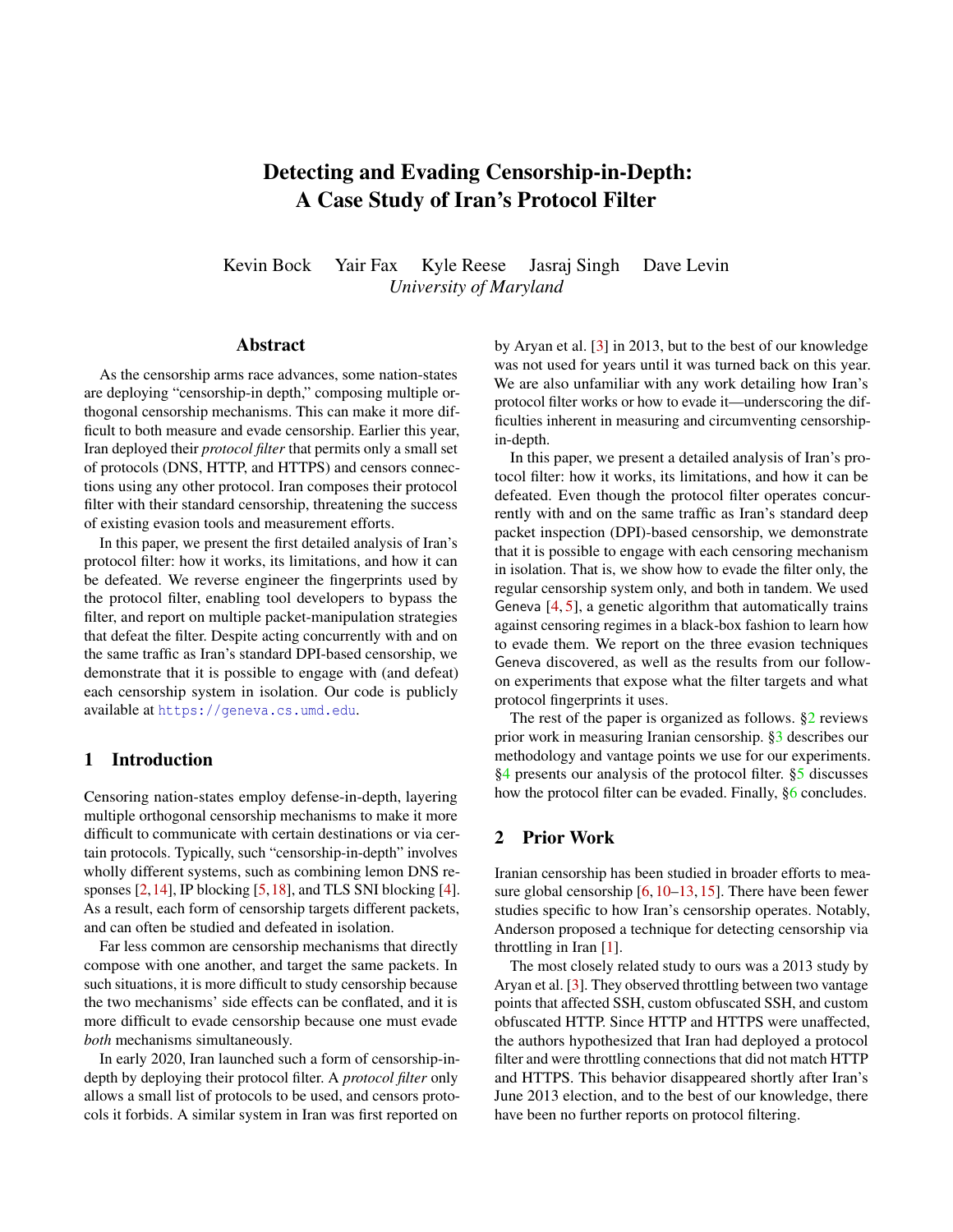# Detecting and Evading Censorship-in-Depth: A Case Study of Iran's Protocol Filter

Kevin Bock Yair Fax Kyle Reese Jasraj Singh Dave Levin

*University of Maryland*

## Abstract

As the censorship arms race advances, some nation-states are deploying "censorship-in depth," composing multiple orthogonal censorship mechanisms. This can make it more difficult to both measure and evade censorship. Earlier this year, Iran deployed their *protocol filter* that permits only a small set of protocols (DNS, HTTP, and HTTPS) and censors connections using any other protocol. Iran composes their protocol filter with their standard censorship, threatening the success of existing evasion tools and measurement efforts.

In this paper, we present the first detailed analysis of Iran's protocol filter: how it works, its limitations, and how it can be defeated. We reverse engineer the fingerprints used by the protocol filter, enabling tool developers to bypass the filter, and report on multiple packet-manipulation strategies that defeat the filter. Despite acting concurrently with and on the same traffic as Iran's standard DPI-based censorship, we demonstrate that it is possible to engage with (and defeat) each censorship system in isolation. Our code is publicly available at https://geneva.cs.umd.edu.

## 1 Introduction

Censoring nation-states employ defense-in-depth, layering multiple orthogonal censorship mechanisms to make it more difficult to communicate with certain destinations or via certain protocols. Typically, such "censorship-in-depth" involves wholly different systems, such as combining lemon DNS responses [2,14], IP blocking [5,18], and TLS SNI blocking [4]. As a result, each form of censorship targets different packets, and can often be studied and defeated in isolation.

Far less common are censorship mechanisms that directly compose with one another, and target the same packets. In such situations, it is more difficult to study censorship because the two mechanisms' side effects can be conflated, and it is more difficult to evade censorship because one must evade *both* mechanisms simultaneously.

In early 2020, Iran launched such a form of censorship-in-depth by deploying their protocol filter. A *protocol filter* only allows a small list of protocols to be used, and censors protocols it forbids. A similar system in Iran was first reported on by Aryan et al. [3] in 2013, but to the best of our knowledge was not used for years until it was turned back on this year. We are also unfamiliar with any work detailing how Iran's protocol filter works or how to evade it—underscoring the difficulties inherent in measuring and circumventing censorship-in-depth.

In this paper, we present a detailed analysis of Iran's protocol filter: how it works, its limitations, and how it can be defeated. Even though the protocol filter operates concurrently with and on the same traffic as Iran's standard deep packet inspection (DPI)-based censorship, we demonstrate that it is possible to engage with each censoring mechanism in isolation. That is, we show how to evade the filter only, the regular censorship system only, and both in tandem. We used Geneva [4, 5], a genetic algorithm that automatically trains against censoring regimes in a black-box fashion to learn how to evade them. We report on the three evasion techniques Geneva discovered, as well as the results from our follow-on experiments that expose what the filter targets and what protocol fingerprints it uses.

The rest of the paper is organized as follows. §2 reviews prior work in measuring Iranian censorship. §3 describes our methodology and vantage points we use for our experiments. §4 presents our analysis of the protocol filter. §5 discusses how the protocol filter can be evaded. Finally, §6 concludes.

## 2 Prior Work

Iranian censorship has been studied in broader efforts to measure global censorship [6, 10–13, 15]. There have been fewer studies specific to how Iran's censorship operates. Notably, Anderson proposed a technique for detecting censorship via throttling in Iran [1].

The most closely related study to ours was a 2013 study by Aryan et al. [3]. They observed throttling between two vantage points that affected SSH, custom obfuscated SSH, and custom obfuscated HTTP. Since HTTP and HTTPS were unaffected, the authors hypothesized that Iran had deployed a protocol filter and were throttling connections that did not match HTTP and HTTPS. This behavior disappeared shortly after Iran's June 2013 election, and to the best of our knowledge, there have been no further reports on protocol filtering.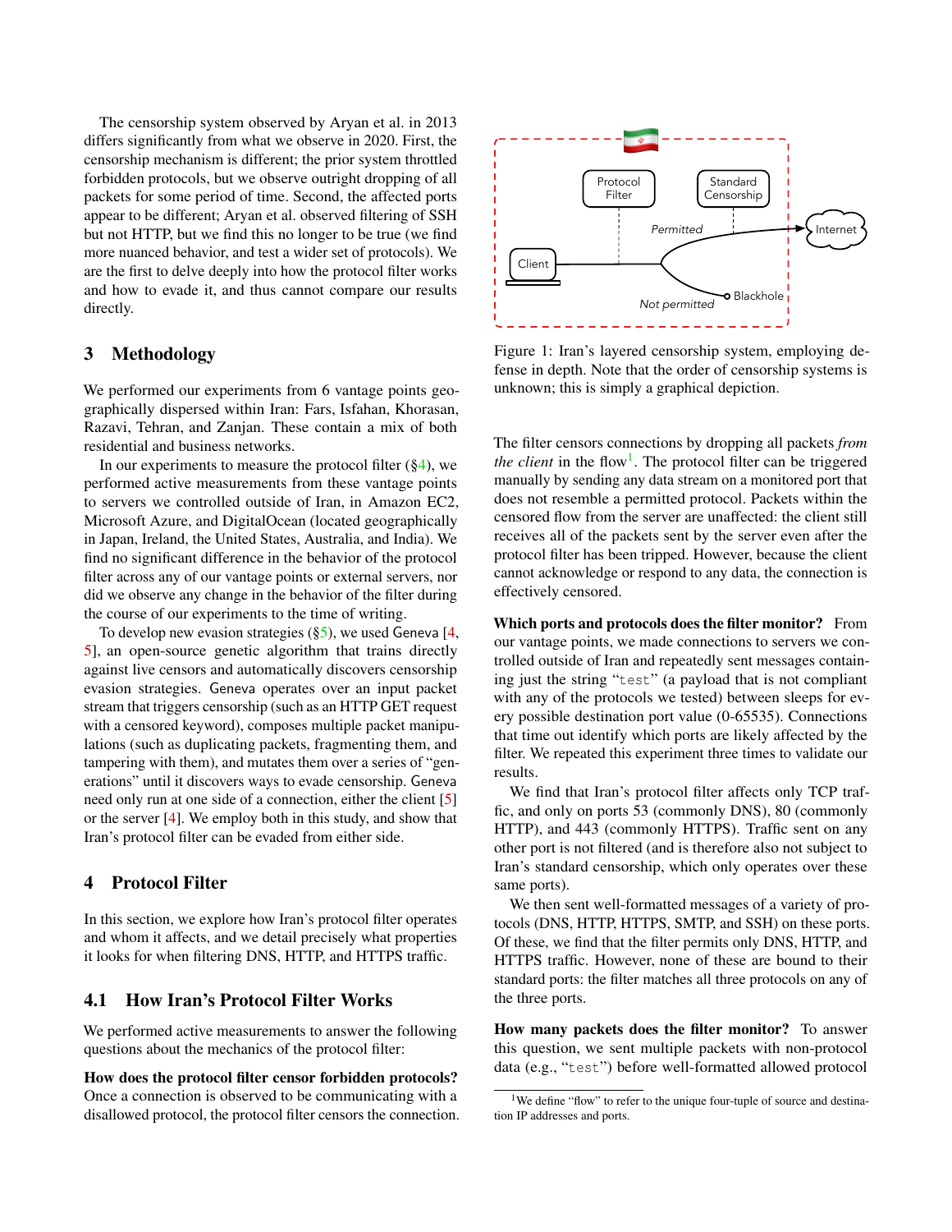The censorship system observed by Aryan et al. in 2013 differs significantly from what we observe in 2020. First, the censorship mechanism is different; the prior system throttled forbidden protocols, but we observe outright dropping of all packets for some period of time. Second, the affected ports appear to be different; Aryan et al. observed filtering of SSH but not HTTP, but we find this no longer to be true (we find more nuanced behavior, and test a wider set of protocols). We are the first to delve deeply into how the protocol filter works and how to evade it, and thus cannot compare our results directly.

## 3 Methodology

We performed our experiments from 6 vantage points geographically dispersed within Iran: Fars, Isfahan, Khorasan, Razavi, Tehran, and Zanjan. These contain a mix of both residential and business networks.

In our experiments to measure the protocol filter (§4), we performed active measurements from these vantage points to servers we controlled outside of Iran, in Amazon EC2, Microsoft Azure, and DigitalOcean (located geographically in Japan, Ireland, the United States, Australia, and India). We find no significant difference in the behavior of the protocol filter across any of our vantage points or external servers, nor did we observe any change in the behavior of the filter during the course of our experiments to the time of writing.

To develop new evasion strategies (§5), we used Geneva [4, 5], an open-source genetic algorithm that trains directly against live censors and automatically discovers censorship evasion strategies. Geneva operates over an input packet stream that triggers censorship (such as an HTTP GET request with a censored keyword), composes multiple packet manipulations (such as duplicating packets, fragmenting them, and tampering with them), and mutates them over a series of "generations" until it discovers ways to evade censorship. Geneva need only run at one side of a connection, either the client [5] or the server [4]. We employ both in this study, and show that Iran's protocol filter can be evaded from either side.

## 4 Protocol Filter

In this section, we explore how Iran's protocol filter operates and whom it affects, and we detail precisely what properties it looks for when filtering DNS, HTTP, and HTTPS traffic.

### 4.1 How Iran's Protocol Filter Works

We performed active measurements to answer the following questions about the mechanics of the protocol filter:

**How does the protocol filter censor forbidden protocols?** Once a connection is observed to be communicating with a disallowed protocol, the protocol filter censors the connection. The filter censors connections by dropping all packets *from the client* in the flow[1]. The protocol filter can be triggered manually by sending any data stream on a monitored port that does not resemble a permitted protocol. Packets within the censored flow from the server are unaffected: the client still receives all of the packets sent by the server even after the protocol filter has been tripped. However, because the client cannot acknowledge or respond to any data, the connection is effectively censored.

Figure 1: Iran's layered censorship system, employing defense in depth. Note that the order of censorship systems is unknown; this is simply a graphical depiction.

**Which ports and protocols does the filter monitor?** From our vantage points, we made connections to servers we controlled outside of Iran and repeatedly sent messages containing just the string "`test`" (a payload that is not compliant with any of the protocols we tested) between sleeps for every possible destination port value (0-65535). Connections that time out identify which ports are likely affected by the filter. We repeated this experiment three times to validate our results.

We find that Iran's protocol filter affects only TCP traffic, and only on ports 53 (commonly DNS), 80 (commonly HTTP), and 443 (commonly HTTPS). Traffic sent on any other port is not filtered (and is therefore also not subject to Iran's standard censorship, which only operates over these same ports).

We then sent well-formatted messages of a variety of protocols (DNS, HTTP, HTTPS, SMTP, and SSH) on these ports. Of these, we find that the filter permits only DNS, HTTP, and HTTPS traffic. However, none of these are bound to their standard ports: the filter matches all three protocols on any of the three ports.

**How many packets does the filter monitor?** To answer this question, we sent multiple packets with non-protocol data (e.g., "`test`") before well-formatted allowed protocol

[1] We define "flow" to refer to the unique four-tuple of source and destination IP addresses and ports.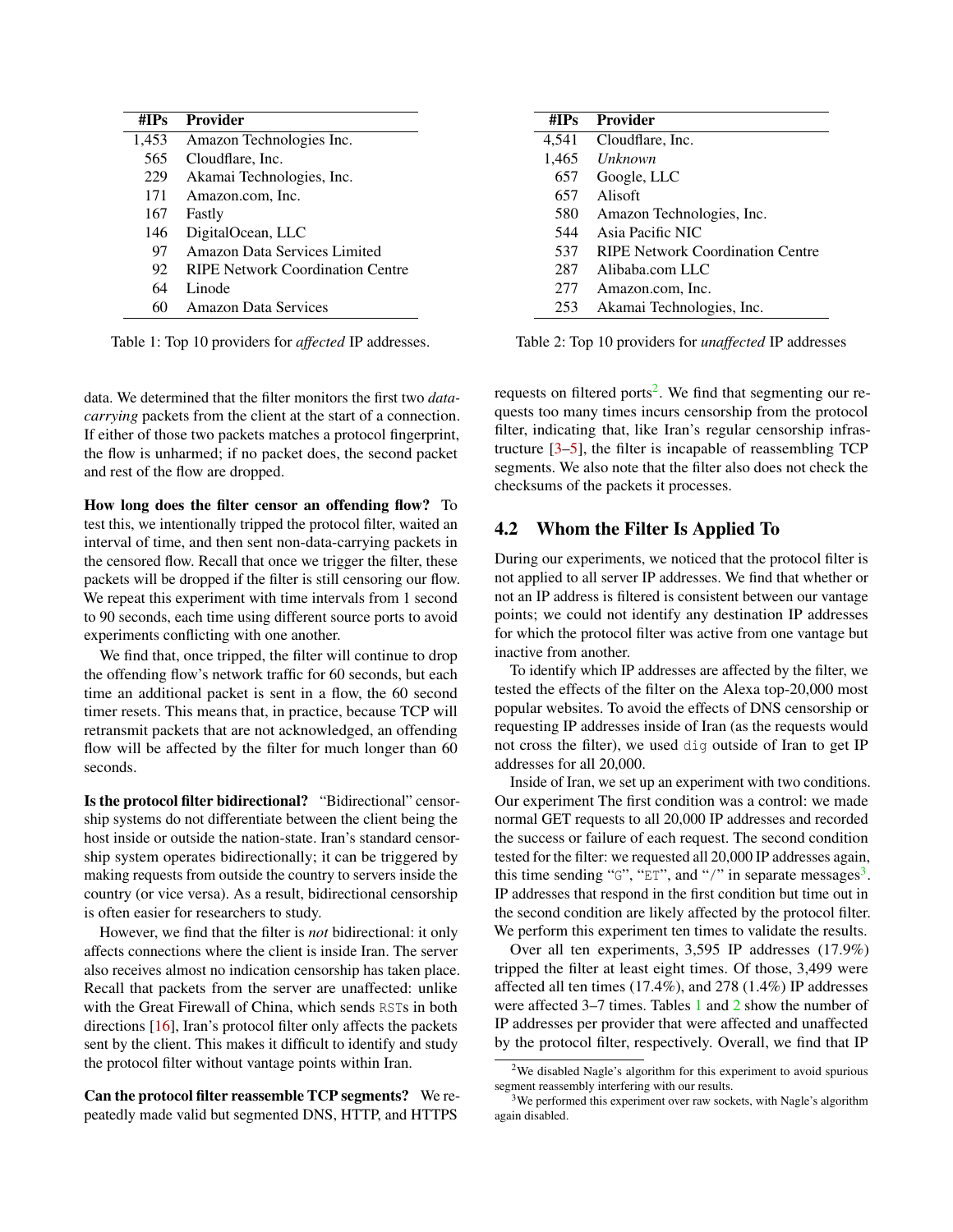| #IPs | Provider |
|---|---|
| 1,453 | Amazon Technologies Inc. |
| 565 | Cloudflare, Inc. |
| 229 | Akamai Technologies, Inc. |
| 171 | Amazon.com, Inc. |
| 167 | Fastly |
| 146 | DigitalOcean, LLC |
| 97 | Amazon Data Services Limited |
| 92 | RIPE Network Coordination Centre |
| 64 | Linode |
| 60 | Amazon Data Services |

Table 1: Top 10 providers for *affected* IP addresses.

| #IPs | Provider |
|---|---|
| 4,541 | Cloudflare, Inc. |
| 1,465 | *Unknown* |
| 657 | Google, LLC |
| 657 | Alisoft |
| 580 | Amazon Technologies, Inc. |
| 544 | Asia Pacific NIC |
| 537 | RIPE Network Coordination Centre |
| 287 | Alibaba.com LLC |
| 277 | Amazon.com, Inc. |
| 253 | Akamai Technologies, Inc. |

Table 2: Top 10 providers for *unaffected* IP addresses

data. We determined that the filter monitors the first two *data-carrying* packets from the client at the start of a connection. If either of those two packets matches a protocol fingerprint, the flow is unharmed; if no packet does, the second packet and rest of the flow are dropped.

**How long does the filter censor an offending flow?** To test this, we intentionally tripped the protocol filter, waited an interval of time, and then sent non-data-carrying packets in the censored flow. Recall that once we trigger the filter, these packets will be dropped if the filter is still censoring our flow. We repeat this experiment with time intervals from 1 second to 90 seconds, each time using different source ports to avoid experiments conflicting with one another.

We find that, once tripped, the filter will continue to drop the offending flow's network traffic for 60 seconds, but each time an additional packet is sent in a flow, the 60 second timer resets. This means that, in practice, because TCP will retransmit packets that are not acknowledged, an offending flow will be affected by the filter for much longer than 60 seconds.

**Is the protocol filter bidirectional?** "Bidirectional" censorship systems do not differentiate between the client being the host inside or outside the nation-state. Iran's standard censorship system operates bidirectionally; it can be triggered by making requests from outside the country to servers inside the country (or vice versa). As a result, bidirectional censorship is often easier for researchers to study.

However, we find that the filter is *not* bidirectional: it only affects connections where the client is inside Iran. The server also receives almost no indication censorship has taken place. Recall that packets from the server are unaffected: unlike with the Great Firewall of China, which sends RSTs in both directions [16], Iran's protocol filter only affects the packets sent by the client. This makes it difficult to identify and study the protocol filter without vantage points within Iran.

**Can the protocol filter reassemble TCP segments?** We repeatedly made valid but segmented DNS, HTTP, and HTTPS requests on filtered ports[2]. We find that segmenting our requests too many times incurs censorship from the protocol filter, indicating that, like Iran's regular censorship infrastructure [3–5], the filter is incapable of reassembling TCP segments. We also note that the filter also does not check the checksums of the packets it processes.

## 4.2 Whom the Filter Is Applied To

During our experiments, we noticed that the protocol filter is not applied to all server IP addresses. We find that whether or not an IP address is filtered is consistent between our vantage points; we could not identify any destination IP addresses for which the protocol filter was active from one vantage but inactive from another.

To identify which IP addresses are affected by the filter, we tested the effects of the filter on the Alexa top-20,000 most popular websites. To avoid the effects of DNS censorship or requesting IP addresses inside of Iran (as the requests would not cross the filter), we used dig outside of Iran to get IP addresses for all 20,000.

Inside of Iran, we set up an experiment with two conditions. Our experiment The first condition was a control: we made normal GET requests to all 20,000 IP addresses and recorded the success or failure of each request. The second condition tested for the filter: we requested all 20,000 IP addresses again, this time sending "G", "ET", and "/" in separate messages[3]. IP addresses that respond in the first condition but time out in the second condition are likely affected by the protocol filter. We perform this experiment ten times to validate the results.

Over all ten experiments, 3,595 IP addresses (17.9%) tripped the filter at least eight times. Of those, 3,499 were affected all ten times (17.4%), and 278 (1.4%) IP addresses were affected 3–7 times. Tables 1 and 2 show the number of IP addresses per provider that were affected and unaffected by the protocol filter, respectively. Overall, we find that IP

[2] We disabled Nagle's algorithm for this experiment to avoid spurious segment reassembly interfering with our results.

[3] We performed this experiment over raw sockets, with Nagle's algorithm again disabled.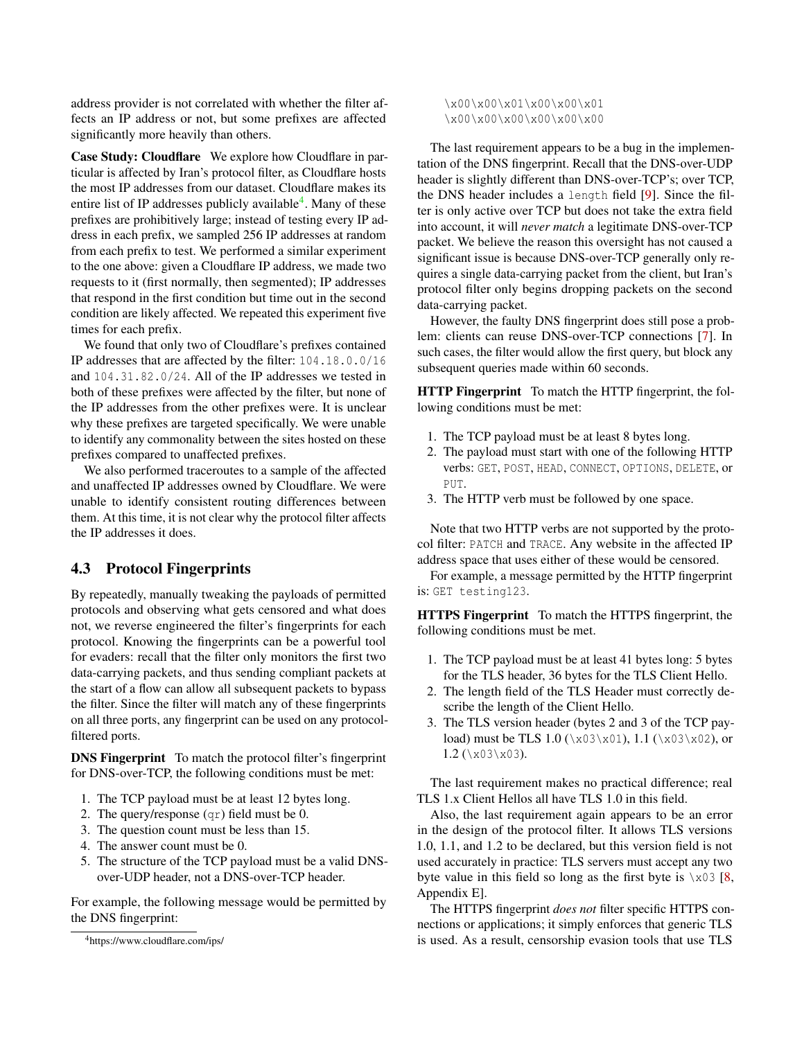address provider is not correlated with whether the filter affects an IP address or not, but some prefixes are affected significantly more heavily than others.

**Case Study: Cloudflare** We explore how Cloudflare in particular is affected by Iran's protocol filter, as Cloudflare hosts the most IP addresses from our dataset. Cloudflare makes its entire list of IP addresses publicly available[4]. Many of these prefixes are prohibitively large; instead of testing every IP address in each prefix, we sampled 256 IP addresses at random from each prefix to test. We performed a similar experiment to the one above: given a Cloudflare IP address, we made two requests to it (first normally, then segmented); IP addresses that respond in the first condition but time out in the second condition are likely affected. We repeated this experiment five times for each prefix.

We found that only two of Cloudflare's prefixes contained IP addresses that are affected by the filter: `104.18.0.0/16` and `104.31.82.0/24`. All of the IP addresses we tested in both of these prefixes were affected by the filter, but none of the IP addresses from the other prefixes were. It is unclear why these prefixes are targeted specifically. We were unable to identify any commonality between the sites hosted on these prefixes compared to unaffected prefixes.

We also performed traceroutes to a sample of the affected and unaffected IP addresses owned by Cloudflare. We were unable to identify consistent routing differences between them. At this time, it is not clear why the protocol filter affects the IP addresses it does.

### 4.3 Protocol Fingerprints

By repeatedly, manually tweaking the payloads of permitted protocols and observing what gets censored and what does not, we reverse engineered the filter's fingerprints for each protocol. Knowing the fingerprints can be a powerful tool for evaders: recall that the filter only monitors the first two data-carrying packets, and thus sending compliant packets at the start of a flow can allow all subsequent packets to bypass the filter. Since the filter will match any of these fingerprints on all three ports, any fingerprint can be used on any protocol-filtered ports.

**DNS Fingerprint** To match the protocol filter's fingerprint for DNS-over-TCP, the following conditions must be met:

1. The TCP payload must be at least 12 bytes long.
2. The query/response (`qr`) field must be 0.
3. The question count must be less than 15.
4. The answer count must be 0.
5. The structure of the TCP payload must be a valid DNS-over-UDP header, not a DNS-over-TCP header.

For example, the following message would be permitted by the DNS fingerprint:

```
\x00\x00\x01\x00\x00\x01
\x00\x00\x00\x00\x00\x00
```

The last requirement appears to be a bug in the implementation of the DNS fingerprint. Recall that the DNS-over-UDP header is slightly different than DNS-over-TCP's; over TCP, the DNS header includes a `length` field [9]. Since the filter is only active over TCP but does not take the extra field into account, it will *never match* a legitimate DNS-over-TCP packet. We believe the reason this oversight has not caused a significant issue is because DNS-over-TCP generally only requires a single data-carrying packet from the client, but Iran's protocol filter only begins dropping packets on the second data-carrying packet.

However, the faulty DNS fingerprint does still pose a problem: clients can reuse DNS-over-TCP connections [7]. In such cases, the filter would allow the first query, but block any subsequent queries made within 60 seconds.

**HTTP Fingerprint** To match the HTTP fingerprint, the following conditions must be met:

1. The TCP payload must be at least 8 bytes long.
2. The payload must start with one of the following HTTP verbs: `GET`, `POST`, `HEAD`, `CONNECT`, `OPTIONS`, `DELETE`, or `PUT`.
3. The HTTP verb must be followed by one space.

Note that two HTTP verbs are not supported by the protocol filter: `PATCH` and `TRACE`. Any website in the affected IP address space that uses either of these would be censored.

For example, a message permitted by the HTTP fingerprint is: `GET testing123`.

**HTTPS Fingerprint** To match the HTTPS fingerprint, the following conditions must be met.

1. The TCP payload must be at least 41 bytes long: 5 bytes for the TLS header, 36 bytes for the TLS Client Hello.
2. The length field of the TLS Header must correctly describe the length of the Client Hello.
3. The TLS version header (bytes 2 and 3 of the TCP payload) must be TLS 1.0 (`\x03\x01`), 1.1 (`\x03\x02`), or 1.2 (`\x03\x03`).

The last requirement makes no practical difference; real TLS 1.x Client Hellos all have TLS 1.0 in this field.

Also, the last requirement again appears to be an error in the design of the protocol filter. It allows TLS versions 1.0, 1.1, and 1.2 to be declared, but this version field is not used accurately in practice: TLS servers must accept any two byte value in this field so long as the first byte is `\x03` [8, Appendix E].

The HTTPS fingerprint *does not* filter specific HTTPS connections or applications; it simply enforces that generic TLS is used. As a result, censorship evasion tools that use TLS

[4] https://www.cloudflare.com/ips/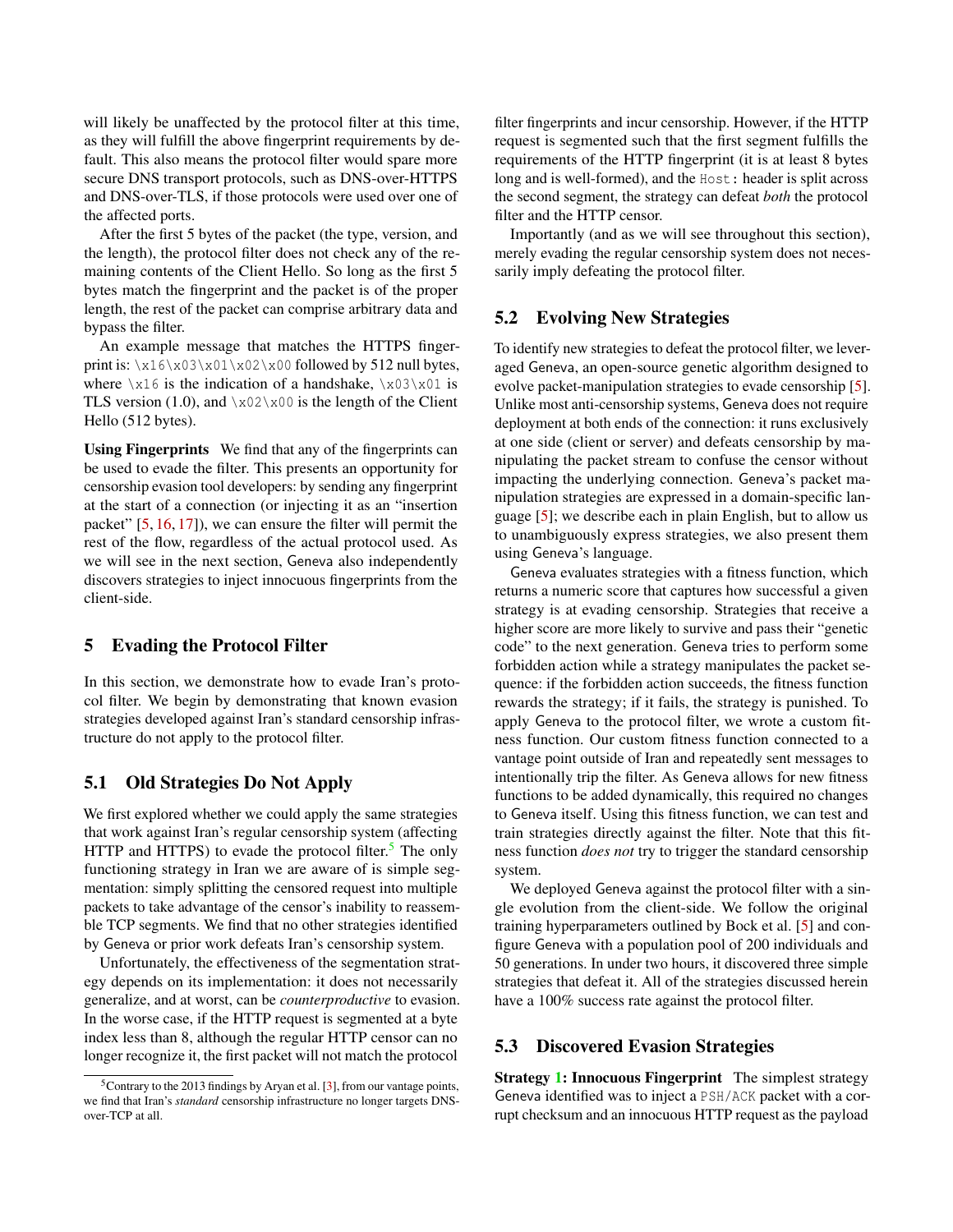will likely be unaffected by the protocol filter at this time, as they will fulfill the above fingerprint requirements by default. This also means the protocol filter would spare more secure DNS transport protocols, such as DNS-over-HTTPS and DNS-over-TLS, if those protocols were used over one of the affected ports.

After the first 5 bytes of the packet (the type, version, and the length), the protocol filter does not check any of the remaining contents of the Client Hello. So long as the first 5 bytes match the fingerprint and the packet is of the proper length, the rest of the packet can comprise arbitrary data and bypass the filter.

An example message that matches the HTTPS fingerprint is: `\x16\x03\x01\x02\x00` followed by 512 null bytes, where `\x16` is the indication of a handshake, `\x03\x01` is TLS version (1.0), and `\x02\x00` is the length of the Client Hello (512 bytes).

**Using Fingerprints** We find that any of the fingerprints can be used to evade the filter. This presents an opportunity for censorship evasion tool developers: by sending any fingerprint at the start of a connection (or injecting it as an "insertion packet" [5, 16, 17]), we can ensure the filter will permit the rest of the flow, regardless of the actual protocol used. As we will see in the next section, Geneva also independently discovers strategies to inject innocuous fingerprints from the client-side.

## 5 Evading the Protocol Filter

In this section, we demonstrate how to evade Iran's protocol filter. We begin by demonstrating that known evasion strategies developed against Iran's standard censorship infrastructure do not apply to the protocol filter.

### 5.1 Old Strategies Do Not Apply

We first explored whether we could apply the same strategies that work against Iran's regular censorship system (affecting HTTP and HTTPS) to evade the protocol filter.[5] The only functioning strategy in Iran we are aware of is simple segmentation: simply splitting the censored request into multiple packets to take advantage of the censor's inability to reassemble TCP segments. We find that no other strategies identified by Geneva or prior work defeats Iran's censorship system.

Unfortunately, the effectiveness of the segmentation strategy depends on its implementation: it does not necessarily generalize, and at worst, can be *counterproductive* to evasion. In the worse case, if the HTTP request is segmented at a byte index less than 8, although the regular HTTP censor can no longer recognize it, the first packet will not match the protocol filter fingerprints and incur censorship. However, if the HTTP request is segmented such that the first segment fulfills the requirements of the HTTP fingerprint (it is at least 8 bytes long and is well-formed), and the `Host:` header is split across the second segment, the strategy can defeat *both* the protocol filter and the HTTP censor.

Importantly (and as we will see throughout this section), merely evading the regular censorship system does not necessarily imply defeating the protocol filter.

### 5.2 Evolving New Strategies

To identify new strategies to defeat the protocol filter, we leveraged Geneva, an open-source genetic algorithm designed to evolve packet-manipulation strategies to evade censorship [5]. Unlike most anti-censorship systems, Geneva does not require deployment at both ends of the connection: it runs exclusively at one side (client or server) and defeats censorship by manipulating the packet stream to confuse the censor without impacting the underlying connection. Geneva's packet manipulation strategies are expressed in a domain-specific language [5]; we describe each in plain English, but to allow us to unambiguously express strategies, we also present them using Geneva's language.

Geneva evaluates strategies with a fitness function, which returns a numeric score that captures how successful a given strategy is at evading censorship. Strategies that receive a higher score are more likely to survive and pass their "genetic code" to the next generation. Geneva tries to perform some forbidden action while a strategy manipulates the packet sequence: if the forbidden action succeeds, the fitness function rewards the strategy; if it fails, the strategy is punished. To apply Geneva to the protocol filter, we wrote a custom fitness function. Our custom fitness function connected to a vantage point outside of Iran and repeatedly sent messages to intentionally trip the filter. As Geneva allows for new fitness functions to be added dynamically, this required no changes to Geneva itself. Using this fitness function, we can test and train strategies directly against the filter. Note that this fitness function *does not* try to trigger the standard censorship system.

We deployed Geneva against the protocol filter with a single evolution from the client-side. We follow the original training hyperparameters outlined by Bock et al. [5] and configure Geneva with a population pool of 200 individuals and 50 generations. In under two hours, it discovered three simple strategies that defeat it. All of the strategies discussed herein have a 100% success rate against the protocol filter.

### 5.3 Discovered Evasion Strategies

**Strategy 1: Innocuous Fingerprint** The simplest strategy Geneva identified was to inject a `PSH/ACK` packet with a corrupt checksum and an innocuous HTTP request as the payload

[5] Contrary to the 2013 findings by Aryan et al. [3], from our vantage points, we find that Iran's *standard* censorship infrastructure no longer targets DNS-over-TCP at all.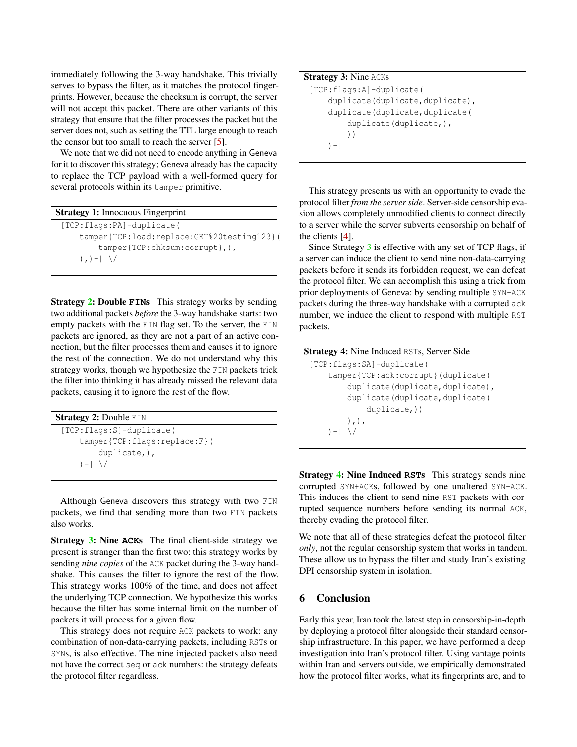immediately following the 3-way handshake. This trivially serves to bypass the filter, as it matches the protocol fingerprints. However, because the checksum is corrupt, the server will not accept this packet. There are other variants of this strategy that ensure that the filter processes the packet but the server does not, such as setting the TTL large enough to reach the censor but too small to reach the server [5].

We note that we did not need to encode anything in Geneva for it to discover this strategy; Geneva already has the capacity to replace the TCP payload with a well-formed query for several protocols within its `tamper` primitive.

**Strategy 1:** Innocuous Fingerprint

```
[TCP:flags:PA]-duplicate(
    tamper{TCP:load:replace:GET%20testing123}(
        tamper{TCP:chksum:corrupt},),
    ),)-| \/
```

**Strategy 2: Double `FIN`s** This strategy works by sending two additional packets *before* the 3-way handshake starts: two empty packets with the `FIN` flag set. To the server, the `FIN` packets are ignored, as they are not a part of an active connection, but the filter processes them and causes it to ignore the rest of the connection. We do not understand why this strategy works, though we hypothesize the `FIN` packets trick the filter into thinking it has already missed the relevant data packets, causing it to ignore the rest of the flow.

**Strategy 2:** Double `FIN`

```
[TCP:flags:S]-duplicate(
    tamper{TCP:flags:replace:F}(
        duplicate,),
    )-| \/
```

Although Geneva discovers this strategy with two `FIN` packets, we find that sending more than two `FIN` packets also works.

**Strategy 3: Nine `ACK`s** The final client-side strategy we present is stranger than the first two: this strategy works by sending *nine copies* of the `ACK` packet during the 3-way handshake. This causes the filter to ignore the rest of the flow. This strategy works 100% of the time, and does not affect the underlying TCP connection. We hypothesize this works because the filter has some internal limit on the number of packets it will process for a given flow.

This strategy does not require `ACK` packets to work: any combination of non-data-carrying packets, including `RST`s or `SYN`s, is also effective. The nine injected packets also need not have the correct `seq` or `ack` numbers: the strategy defeats the protocol filter regardless.

**Strategy 3:** Nine `ACK`s

```
[TCP:flags:A]-duplicate(
    duplicate(duplicate,duplicate),
    duplicate(duplicate,duplicate(
        duplicate(duplicate,),
        ))
    )-|
```

This strategy presents us with an opportunity to evade the protocol filter *from the server side*. Server-side censorship evasion allows completely unmodified clients to connect directly to a server while the server subverts censorship on behalf of the clients [4].

Since Strategy 3 is effective with any set of TCP flags, if a server can induce the client to send nine non-data-carrying packets before it sends its forbidden request, we can defeat the protocol filter. We can accomplish this using a trick from prior deployments of Geneva: by sending multiple `SYN+ACK` packets during the three-way handshake with a corrupted `ack` number, we induce the client to respond with multiple `RST` packets.

**Strategy 4:** Nine Induced `RST`s, Server Side

```
[TCP:flags:SA]-duplicate(
    tamper{TCP:ack:corrupt}(duplicate(
        duplicate(duplicate,duplicate),
        duplicate(duplicate,duplicate(
            duplicate,))
        ),),
    )-| \/
```

**Strategy 4: Nine Induced `RST`s** This strategy sends nine corrupted `SYN+ACK`s, followed by one unaltered `SYN+ACK`. This induces the client to send nine `RST` packets with corrupted sequence numbers before sending its normal `ACK`, thereby evading the protocol filter.

We note that all of these strategies defeat the protocol filter *only*, not the regular censorship system that works in tandem. These allow us to bypass the filter and study Iran's existing DPI censorship system in isolation.

## 6 Conclusion

Early this year, Iran took the latest step in censorship-in-depth by deploying a protocol filter alongside their standard censorship infrastructure. In this paper, we have performed a deep investigation into Iran's protocol filter. Using vantage points within Iran and servers outside, we empirically demonstrated how the protocol filter works, what its fingerprints are, and to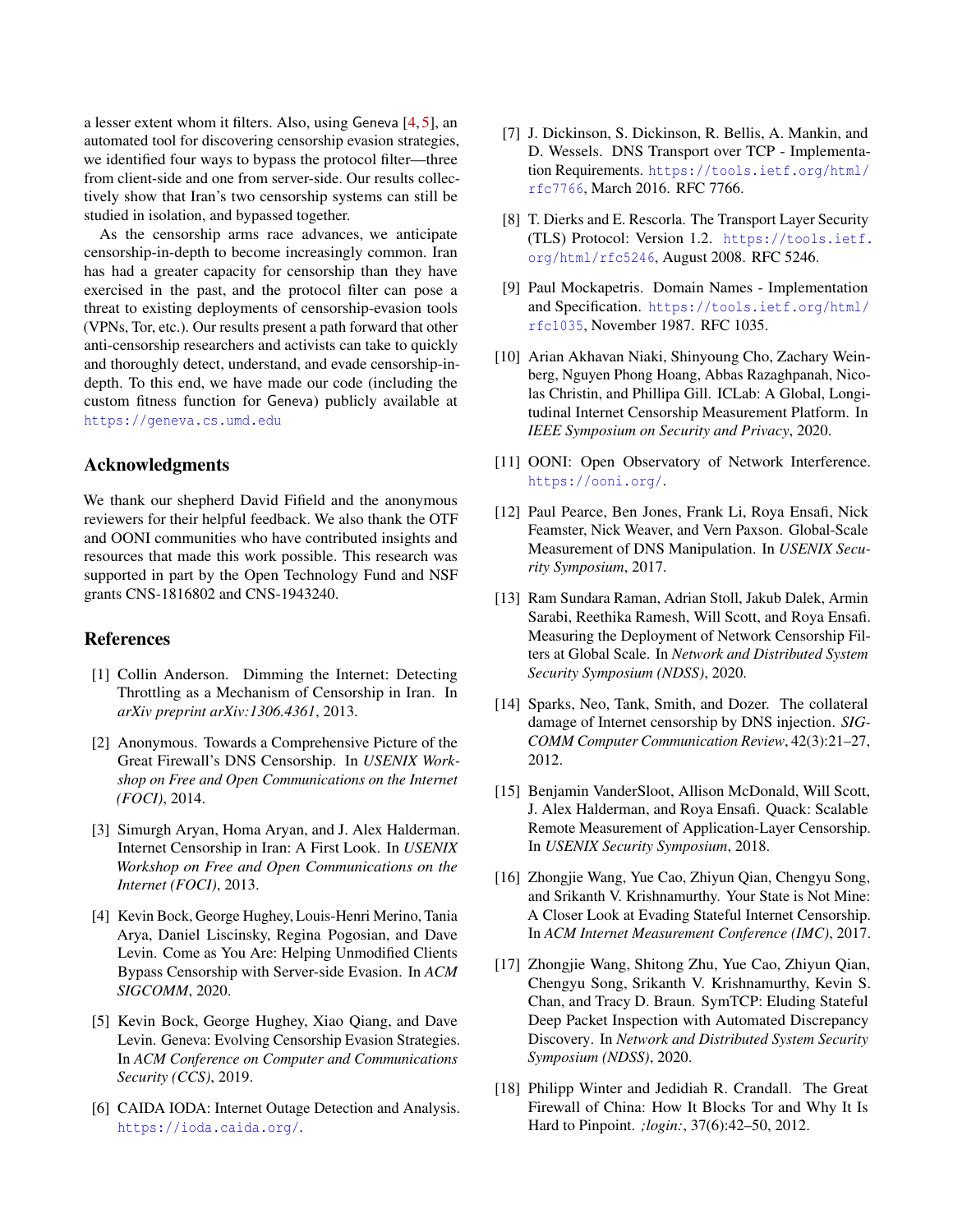a lesser extent whom it filters. Also, using Geneva [4, 5], an automated tool for discovering censorship evasion strategies, we identified four ways to bypass the protocol filter—three from client-side and one from server-side. Our results collectively show that Iran's two censorship systems can still be studied in isolation, and bypassed together.

As the censorship arms race advances, we anticipate censorship-in-depth to become increasingly common. Iran has had a greater capacity for censorship than they have exercised in the past, and the protocol filter can pose a threat to existing deployments of censorship-evasion tools (VPNs, Tor, etc.). Our results present a path forward that other anti-censorship researchers and activists can take to quickly and thoroughly detect, understand, and evade censorship-in-depth. To this end, we have made our code (including the custom fitness function for Geneva) publicly available at https://geneva.cs.umd.edu

## Acknowledgments

We thank our shepherd David Fifield and the anonymous reviewers for their helpful feedback. We also thank the OTF and OONI communities who have contributed insights and resources that made this work possible. This research was supported in part by the Open Technology Fund and NSF grants CNS-1816802 and CNS-1943240.

## References

[1] Collin Anderson. Dimming the Internet: Detecting Throttling as a Mechanism of Censorship in Iran. In *arXiv preprint arXiv:1306.4361*, 2013.

[2] Anonymous. Towards a Comprehensive Picture of the Great Firewall's DNS Censorship. In *USENIX Workshop on Free and Open Communications on the Internet (FOCI)*, 2014.

[3] Simurgh Aryan, Homa Aryan, and J. Alex Halderman. Internet Censorship in Iran: A First Look. In *USENIX Workshop on Free and Open Communications on the Internet (FOCI)*, 2013.

[4] Kevin Bock, George Hughey, Louis-Henri Merino, Tania Arya, Daniel Liscinsky, Regina Pogosian, and Dave Levin. Come as You Are: Helping Unmodified Clients Bypass Censorship with Server-side Evasion. In *ACM SIGCOMM*, 2020.

[5] Kevin Bock, George Hughey, Xiao Qiang, and Dave Levin. Geneva: Evolving Censorship Evasion Strategies. In *ACM Conference on Computer and Communications Security (CCS)*, 2019.

[6] CAIDA IODA: Internet Outage Detection and Analysis. https://ioda.caida.org/.

[7] J. Dickinson, S. Dickinson, R. Bellis, A. Mankin, and D. Wessels. DNS Transport over TCP - Implementation Requirements. https://tools.ietf.org/html/rfc7766, March 2016. RFC 7766.

[8] T. Dierks and E. Rescorla. The Transport Layer Security (TLS) Protocol: Version 1.2. https://tools.ietf.org/html/rfc5246, August 2008. RFC 5246.

[9] Paul Mockapetris. Domain Names - Implementation and Specification. https://tools.ietf.org/html/rfc1035, November 1987. RFC 1035.

[10] Arian Akhavan Niaki, Shinyoung Cho, Zachary Weinberg, Nguyen Phong Hoang, Abbas Razaghpanah, Nicolas Christin, and Phillipa Gill. ICLab: A Global, Longitudinal Internet Censorship Measurement Platform. In *IEEE Symposium on Security and Privacy*, 2020.

[11] OONI: Open Observatory of Network Interference. https://ooni.org/.

[12] Paul Pearce, Ben Jones, Frank Li, Roya Ensafi, Nick Feamster, Nick Weaver, and Vern Paxson. Global-Scale Measurement of DNS Manipulation. In *USENIX Security Symposium*, 2017.

[13] Ram Sundara Raman, Adrian Stoll, Jakub Dalek, Armin Sarabi, Reethika Ramesh, Will Scott, and Roya Ensafi. Measuring the Deployment of Network Censorship Filters at Global Scale. In *Network and Distributed System Security Symposium (NDSS)*, 2020.

[14] Sparks, Neo, Tank, Smith, and Dozer. The collateral damage of Internet censorship by DNS injection. *SIGCOMM Computer Communication Review*, 42(3):21–27, 2012.

[15] Benjamin VanderSloot, Allison McDonald, Will Scott, J. Alex Halderman, and Roya Ensafi. Quack: Scalable Remote Measurement of Application-Layer Censorship. In *USENIX Security Symposium*, 2018.

[16] Zhongjie Wang, Yue Cao, Zhiyun Qian, Chengyu Song, and Srikanth V. Krishnamurthy. Your State is Not Mine: A Closer Look at Evading Stateful Internet Censorship. In *ACM Internet Measurement Conference (IMC)*, 2017.

[17] Zhongjie Wang, Shitong Zhu, Yue Cao, Zhiyun Qian, Chengyu Song, Srikanth V. Krishnamurthy, Kevin S. Chan, and Tracy D. Braun. SymTCP: Eluding Stateful Deep Packet Inspection with Automated Discrepancy Discovery. In *Network and Distributed System Security Symposium (NDSS)*, 2020.

[18] Philipp Winter and Jedidiah R. Crandall. The Great Firewall of China: How It Blocks Tor and Why It Is Hard to Pinpoint. *;login:*, 37(6):42–50, 2012.